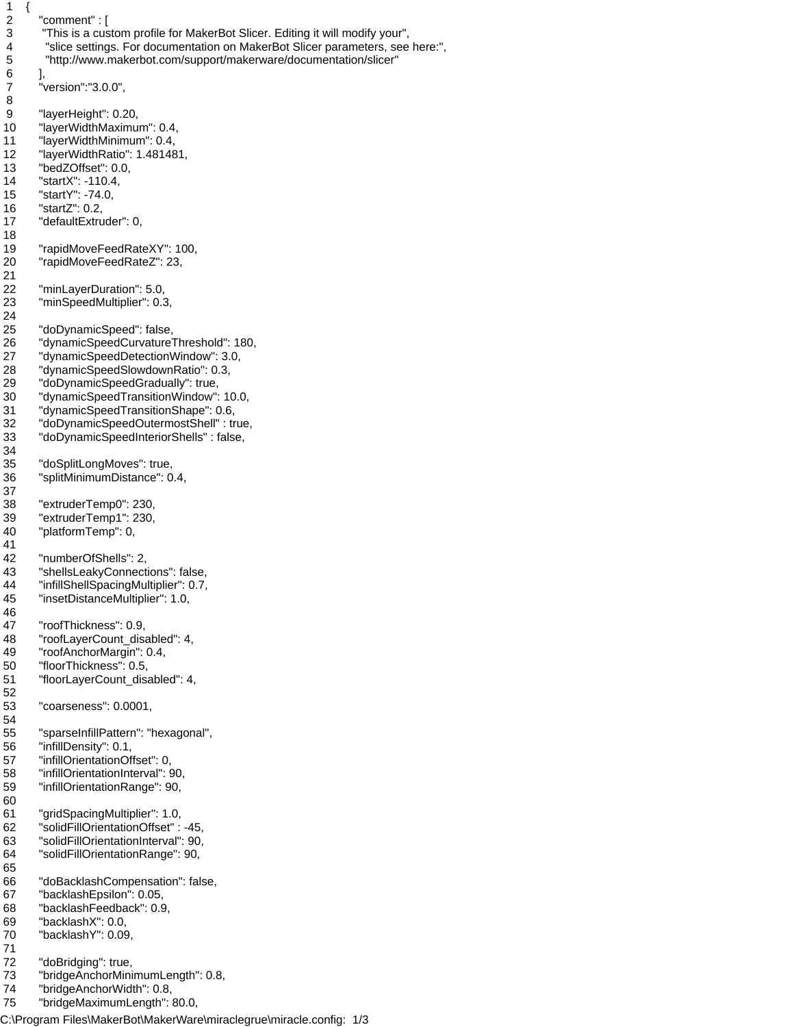```
{
    "comment" : [
     "This is a custom profile for MakerBot Slicer. Editing it will modify your",
      "slice settings. For documentation on MakerBot Slicer parameters, see here:",
      "http://www.makerbot.com/support/makerware/documentation/slicer"
    ],
    "version":"3.0.0",

    "layerHeight": 0.20,
    "layerWidthMaximum": 0.4,
    "layerWidthMinimum": 0.4,
    "layerWidthRatio": 1.481481,
    "bedZOffset": 0.0,
    "startX": -110.4,
    "startY": -74.0,
    "startZ": 0.2,
    "defaultExtruder": 0,

    "rapidMoveFeedRateXY": 100,
    "rapidMoveFeedRateZ": 23,

    "minLayerDuration": 5.0,
    "minSpeedMultiplier": 0.3,

    "doDynamicSpeed": false,
    "dynamicSpeedCurvatureThreshold": 180,
    "dynamicSpeedDetectionWindow": 3.0,
    "dynamicSpeedSlowdownRatio": 0.3,
    "doDynamicSpeedGradually": true,
    "dynamicSpeedTransitionWindow": 10.0,
    "dynamicSpeedTransitionShape": 0.6,
    "doDynamicSpeedOutermostShell" : true,
    "doDynamicSpeedInteriorShells" : false,

    "doSplitLongMoves": true,
    "splitMinimumDistance": 0.4,

    "extruderTemp0": 230,
    "extruderTemp1": 230,
    "platformTemp": 0,

    "numberOfShells": 2,
    "shellsLeakyConnections": false,
    "infillShellSpacingMultiplier": 0.7,
    "insetDistanceMultiplier": 1.0,

    "roofThickness": 0.9,
    "roofLayerCount_disabled": 4,
    "roofAnchorMargin": 0.4,
    "floorThickness": 0.5,
    "floorLayerCount_disabled": 4,

    "coarseness": 0.0001,

    "sparseInfillPattern": "hexagonal",
    "infillDensity": 0.1,
    "infillOrientationOffset": 0,
    "infillOrientationInterval": 90,
    "infillOrientationRange": 90,

    "gridSpacingMultiplier": 1.0,
    "solidFillOrientationOffset" : -45,
    "solidFillOrientationInterval": 90,
    "solidFillOrientationRange": 90,

    "doBacklashCompensation": false,
    "backlashEpsilon": 0.05,
    "backlashFeedback": 0.9,
    "backlashX": 0.0,
    "backlashY": 0.09,

    "doBridging": true,
    "bridgeAnchorMinimumLength": 0.8,
    "bridgeAnchorWidth": 0.8,
    "bridgeMaximumLength": 80.0,
```

C:\Program Files\MakerBot\MakerWare\miraclegrue\miracle.config: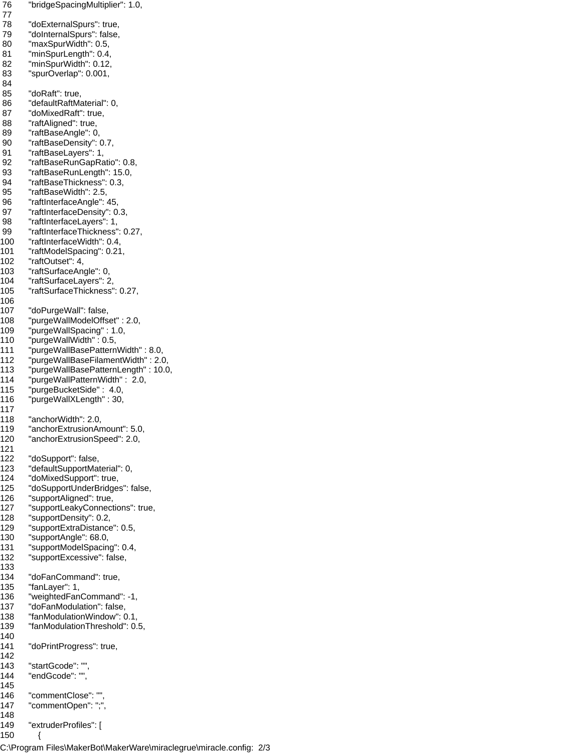```
76     "bridgeSpacingMultiplier": 1.0,
77
78     "doExternalSpurs": true,
79     "doInternalSpurs": false,
80     "maxSpurWidth": 0.5,
81     "minSpurLength": 0.4,
82     "minSpurWidth": 0.12,
83     "spurOverlap": 0.001,
84
85     "doRaft": true,
86     "defaultRaftMaterial": 0,
87     "doMixedRaft": true,
88     "raftAligned": true,
89     "raftBaseAngle": 0,
90     "raftBaseDensity": 0.7,
91     "raftBaseLayers": 1,
92     "raftBaseRunGapRatio": 0.8,
93     "raftBaseRunLength": 15.0,
94     "raftBaseThickness": 0.3,
95     "raftBaseWidth": 2.5,
96     "raftInterfaceAngle": 45,
97     "raftInterfaceDensity": 0.3,
98     "raftInterfaceLayers": 1,
99     "raftInterfaceThickness": 0.27,
100    "raftInterfaceWidth": 0.4,
101    "raftModelSpacing": 0.21,
102    "raftOutset": 4,
103    "raftSurfaceAngle": 0,
104    "raftSurfaceLayers": 2,
105    "raftSurfaceThickness": 0.27,
106
107    "doPurgeWall": false,
108    "purgeWallModelOffset" : 2.0,
109    "purgeWallSpacing" : 1.0,
110    "purgeWallWidth" : 0.5,
111    "purgeWallBasePatternWidth" : 8.0,
112    "purgeWallBaseFilamentWidth" : 2.0,
113    "purgeWallBasePatternLength" : 10.0,
114    "purgeWallPatternWidth" :  2.0,
115    "purgeBucketSide" :  4.0,
116    "purgeWallXLength" : 30,
117
118    "anchorWidth": 2.0,
119    "anchorExtrusionAmount": 5.0,
120    "anchorExtrusionSpeed": 2.0,
121
122    "doSupport": false,
123    "defaultSupportMaterial": 0,
124    "doMixedSupport": true,
125    "doSupportUnderBridges": false,
126    "supportAligned": true,
127    "supportLeakyConnections": true,
128    "supportDensity": 0.2,
129    "supportExtraDistance": 0.5,
130    "supportAngle": 68.0,
131    "supportModelSpacing": 0.4,
132    "supportExcessive": false,
133
134    "doFanCommand": true,
135    "fanLayer": 1,
136    "weightedFanCommand": -1,
137    "doFanModulation": false,
138    "fanModulationWindow": 0.1,
139    "fanModulationThreshold": 0.5,
140
141    "doPrintProgress": true,
142
143    "startGcode": "",
144    "endGcode": "",
145
146    "commentClose": "",
147    "commentOpen": ";",
148
149    "extruderProfiles": [
150        {
```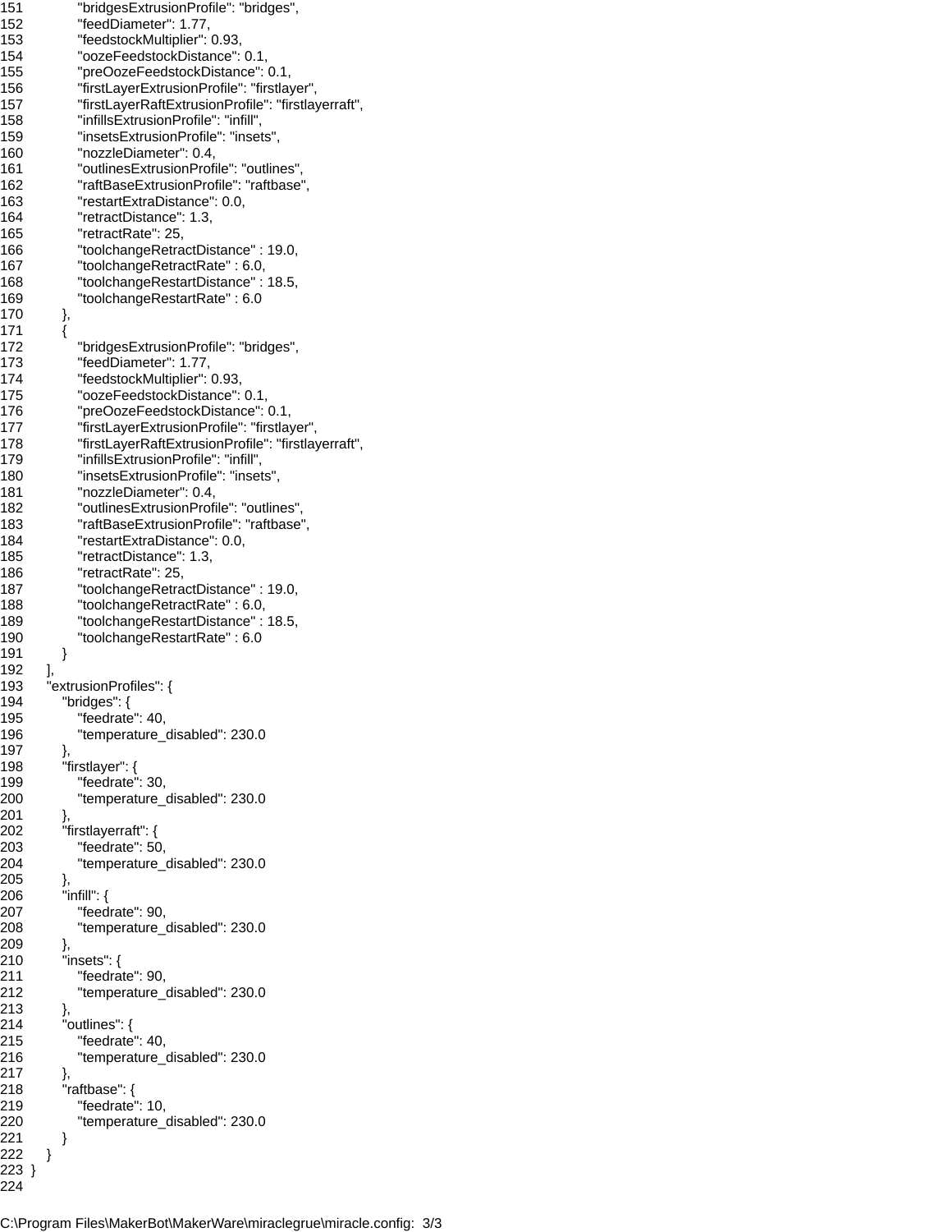```
151            "bridgesExtrusionProfile": "bridges",
152            "feedDiameter": 1.77,
153            "feedstockMultiplier": 0.93,
154            "oozeFeedstockDistance": 0.1,
155            "preOozeFeedstockDistance": 0.1,
156            "firstLayerExtrusionProfile": "firstlayer",
157            "firstLayerRaftExtrusionProfile": "firstlayerraft",
158            "infillsExtrusionProfile": "infill",
159            "insetsExtrusionProfile": "insets",
160            "nozzleDiameter": 0.4,
161            "outlinesExtrusionProfile": "outlines",
162            "raftBaseExtrusionProfile": "raftbase",
163            "restartExtraDistance": 0.0,
164            "retractDistance": 1.3,
165            "retractRate": 25,
166            "toolchangeRetractDistance" : 19.0,
167            "toolchangeRetractRate" : 6.0,
168            "toolchangeRestartDistance" : 18.5,
169            "toolchangeRestartRate" : 6.0
170        },
171        {
172            "bridgesExtrusionProfile": "bridges",
173            "feedDiameter": 1.77,
174            "feedstockMultiplier": 0.93,
175            "oozeFeedstockDistance": 0.1,
176            "preOozeFeedstockDistance": 0.1,
177            "firstLayerExtrusionProfile": "firstlayer",
178            "firstLayerRaftExtrusionProfile": "firstlayerraft",
179            "infillsExtrusionProfile": "infill",
180            "insetsExtrusionProfile": "insets",
181            "nozzleDiameter": 0.4,
182            "outlinesExtrusionProfile": "outlines",
183            "raftBaseExtrusionProfile": "raftbase",
184            "restartExtraDistance": 0.0,
185            "retractDistance": 1.3,
186            "retractRate": 25,
187            "toolchangeRetractDistance" : 19.0,
188            "toolchangeRetractRate" : 6.0,
189            "toolchangeRestartDistance" : 18.5,
190            "toolchangeRestartRate" : 6.0
191        }
192    ],
193    "extrusionProfiles": {
194        "bridges": {
195            "feedrate": 40,
196            "temperature_disabled": 230.0
197        },
198        "firstlayer": {
199            "feedrate": 30,
200            "temperature_disabled": 230.0
201        },
202        "firstlayerraft": {
203            "feedrate": 50,
204            "temperature_disabled": 230.0
205        },
206        "infill": {
207            "feedrate": 90,
208            "temperature_disabled": 230.0
209        },
210        "insets": {
211            "feedrate": 90,
212            "temperature_disabled": 230.0
213        },
214        "outlines": {
215            "feedrate": 40,
216            "temperature_disabled": 230.0
217        },
218        "raftbase": {
219            "feedrate": 10,
220            "temperature_disabled": 230.0
221        }
222    }
223 }
224
```

C:\Program Files\MakerBot\MakerWare\miraclegrue\miracle.config: